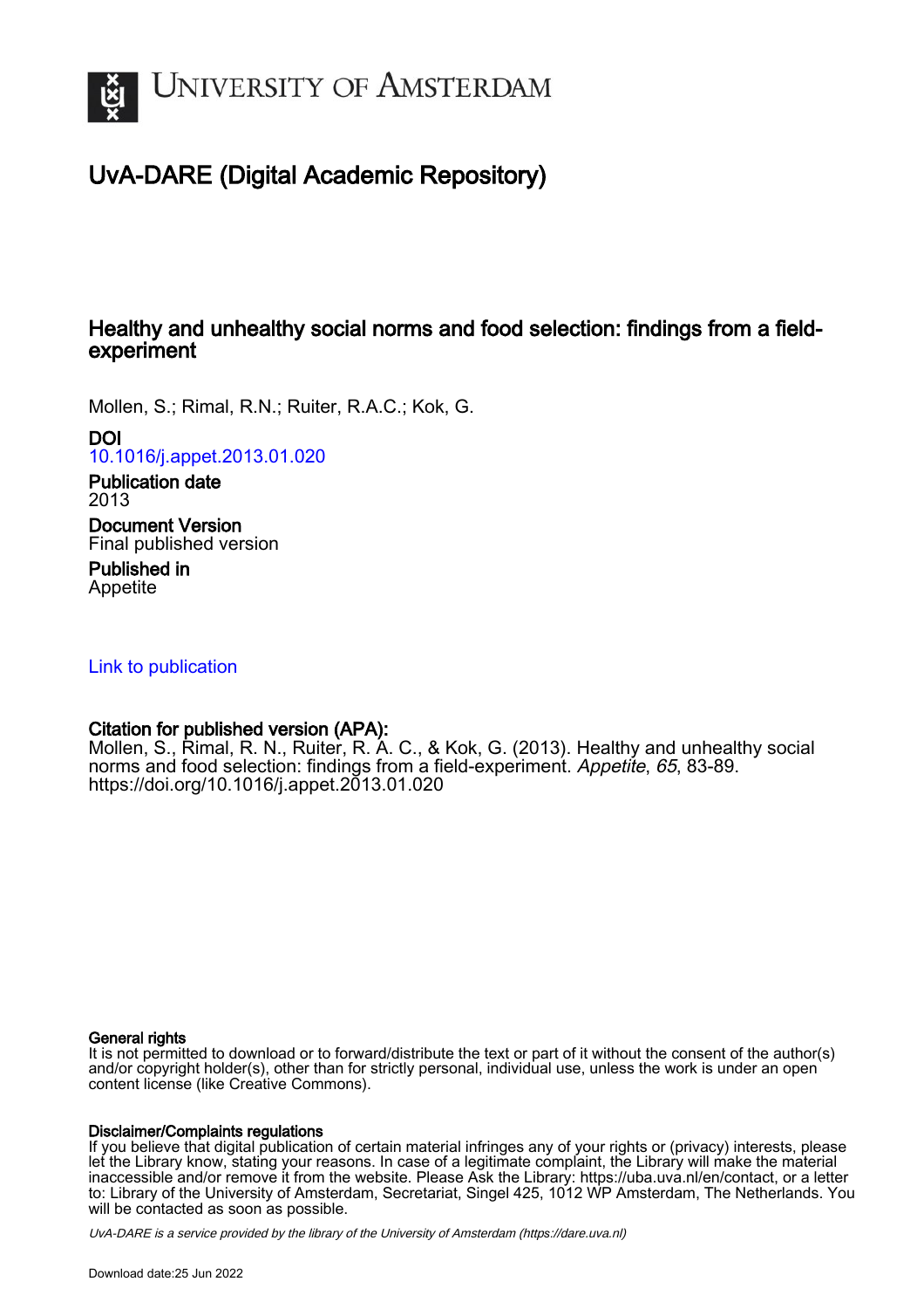# UvA-DARE (Digital Academic Repository)

## Healthy and unhealthy social norms and food selection: findings from a field-experiment

Mollen, S.; Rimal, R.N.; Ruiter, R.A.C.; Kok, G.

**DOI**
10.1016/j.appet.2013.01.020

**Publication date**
2013

**Document Version**
Final published version

**Published in**
Appetite

Link to publication

**Citation for published version (APA):**
Mollen, S., Rimal, R. N., Ruiter, R. A. C., & Kok, G. (2013). Healthy and unhealthy social norms and food selection: findings from a field-experiment. *Appetite*, *65*, 83-89. https://doi.org/10.1016/j.appet.2013.01.020

**General rights**
It is not permitted to download or to forward/distribute the text or part of it without the consent of the author(s) and/or copyright holder(s), other than for strictly personal, individual use, unless the work is under an open content license (like Creative Commons).

**Disclaimer/Complaints regulations**
If you believe that digital publication of certain material infringes any of your rights or (privacy) interests, please let the Library know, stating your reasons. In case of a legitimate complaint, the Library will make the material inaccessible and/or remove it from the website. Please Ask the Library: https://uba.uva.nl/en/contact, or a letter to: Library of the University of Amsterdam, Secretariat, Singel 425, 1012 WP Amsterdam, The Netherlands. You will be contacted as soon as possible.

*UvA-DARE is a service provided by the library of the University of Amsterdam (https://dare.uva.nl)*

Download date:25 Jun 2022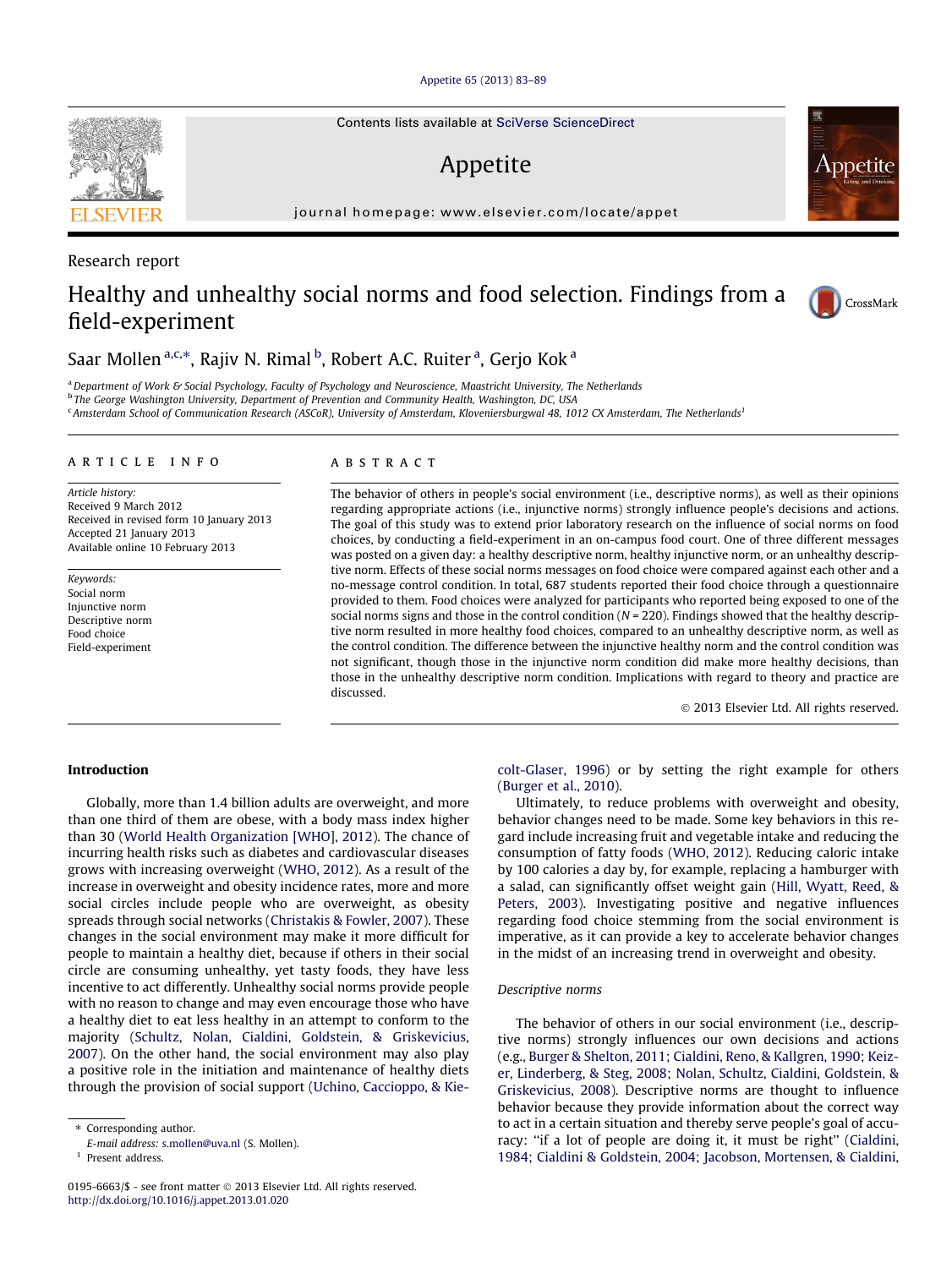Research report

# Healthy and unhealthy social norms and food selection. Findings from a field-experiment

Saar Mollen [a,c,*], Rajiv N. Rimal [b], Robert A.C. Ruiter [a], Gerjo Kok [a]

[a] Department of Work & Social Psychology, Faculty of Psychology and Neuroscience, Maastricht University, The Netherlands
[b] The George Washington University, Department of Prevention and Community Health, Washington, DC, USA
[c] Amsterdam School of Communication Research (ASCoR), University of Amsterdam, Kloveniersburgwal 48, 1012 CX Amsterdam, The Netherlands[1]

**ARTICLE INFO**

*Article history:*
Received 9 March 2012
Received in revised form 10 January 2013
Accepted 21 January 2013
Available online 10 February 2013

*Keywords:*
Social norm
Injunctive norm
Descriptive norm
Food choice
Field-experiment

**ABSTRACT**

The behavior of others in people's social environment (i.e., descriptive norms), as well as their opinions regarding appropriate actions (i.e., injunctive norms) strongly influence people's decisions and actions. The goal of this study was to extend prior laboratory research on the influence of social norms on food choices, by conducting a field-experiment in an on-campus food court. One of three different messages was posted on a given day: a healthy descriptive norm, healthy injunctive norm, or an unhealthy descriptive norm. Effects of these social norms messages on food choice were compared against each other and a no-message control condition. In total, 687 students reported their food choice through a questionnaire provided to them. Food choices were analyzed for participants who reported being exposed to one of the social norms signs and those in the control condition ($N = 220$). Findings showed that the healthy descriptive norm resulted in more healthy food choices, compared to an unhealthy descriptive norm, as well as the control condition. The difference between the injunctive healthy norm and the control condition was not significant, though those in the injunctive norm condition did make more healthy decisions, than those in the unhealthy descriptive norm condition. Implications with regard to theory and practice are discussed.

© 2013 Elsevier Ltd. All rights reserved.

## Introduction

Globally, more than 1.4 billion adults are overweight, and more than one third of them are obese, with a body mass index higher than 30 (World Health Organization [WHO], 2012). The chance of incurring health risks such as diabetes and cardiovascular diseases grows with increasing overweight (WHO, 2012). As a result of the increase in overweight and obesity incidence rates, more and more social circles include people who are overweight, as obesity spreads through social networks (Christakis & Fowler, 2007). These changes in the social environment may make it more difficult for people to maintain a healthy diet, because if others in their social circle are consuming unhealthy, yet tasty foods, they have less incentive to act differently. Unhealthy social norms provide people with no reason to change and may even encourage those who have a healthy diet to eat less healthy in an attempt to conform to the majority (Schultz, Nolan, Cialdini, Goldstein, & Griskevicius, 2007). On the other hand, the social environment may also play a positive role in the initiation and maintenance of healthy diets through the provision of social support (Uchino, Caccioppo, & Kiecolt-Glaser, 1996) or by setting the right example for others (Burger et al., 2010).

Ultimately, to reduce problems with overweight and obesity, behavior changes need to be made. Some key behaviors in this regard include increasing fruit and vegetable intake and reducing the consumption of fatty foods (WHO, 2012). Reducing caloric intake by 100 calories a day by, for example, replacing a hamburger with a salad, can significantly offset weight gain (Hill, Wyatt, Reed, & Peters, 2003). Investigating positive and negative influences regarding food choice stemming from the social environment is imperative, as it can provide a key to accelerate behavior changes in the midst of an increasing trend in overweight and obesity.

### Descriptive norms

The behavior of others in our social environment (i.e., descriptive norms) strongly influences our own decisions and actions (e.g., Burger & Shelton, 2011; Cialdini, Reno, & Kallgren, 1990; Keizer, Linderberg, & Steg, 2008; Nolan, Schultz, Cialdini, Goldstein, & Griskevicius, 2008). Descriptive norms are thought to influence behavior because they provide information about the correct way to act in a certain situation and thereby serve people's goal of accuracy: "if a lot of people are doing it, it must be right" (Cialdini, 1984; Cialdini & Goldstein, 2004; Jacobson, Mortensen, & Cialdini,

* Corresponding author.
E-mail address: s.mollen@uva.nl (S. Mollen).
[1] Present address.

0195-6663/$ - see front matter © 2013 Elsevier Ltd. All rights reserved.
http://dx.doi.org/10.1016/j.appet.2013.01.020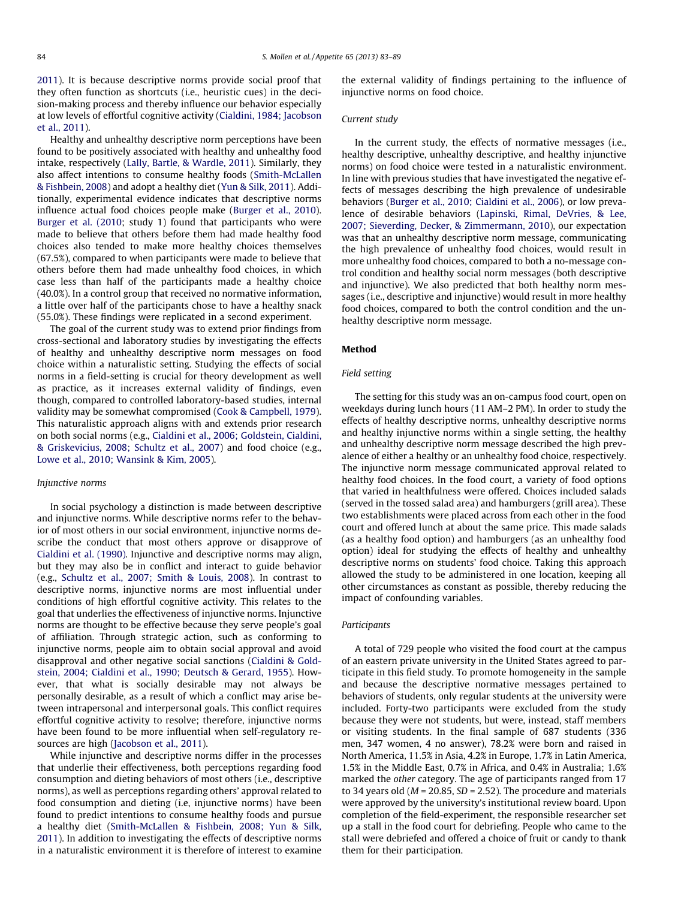2011). It is because descriptive norms provide social proof that they often function as shortcuts (i.e., heuristic cues) in the decision-making process and thereby influence our behavior especially at low levels of effortful cognitive activity (Cialdini, 1984; Jacobson et al., 2011).

Healthy and unhealthy descriptive norm perceptions have been found to be positively associated with healthy and unhealthy food intake, respectively (Lally, Bartle, & Wardle, 2011). Similarly, they also affect intentions to consume healthy foods (Smith-McLallen & Fishbein, 2008) and adopt a healthy diet (Yun & Silk, 2011). Additionally, experimental evidence indicates that descriptive norms influence actual food choices people make (Burger et al., 2010). Burger et al. (2010; study 1) found that participants who were made to believe that others before them had made healthy food choices also tended to make more healthy choices themselves (67.5%), compared to when participants were made to believe that others before them had made unhealthy food choices, in which case less than half of the participants made a healthy choice (40.0%). In a control group that received no normative information, a little over half of the participants chose to have a healthy snack (55.0%). These findings were replicated in a second experiment.

The goal of the current study was to extend prior findings from cross-sectional and laboratory studies by investigating the effects of healthy and unhealthy descriptive norm messages on food choice within a naturalistic setting. Studying the effects of social norms in a field-setting is crucial for theory development as well as practice, as it increases external validity of findings, even though, compared to controlled laboratory-based studies, internal validity may be somewhat compromised (Cook & Campbell, 1979). This naturalistic approach aligns with and extends prior research on both social norms (e.g., Cialdini et al., 2006; Goldstein, Cialdini, & Griskevicius, 2008; Schultz et al., 2007) and food choice (e.g., Lowe et al., 2010; Wansink & Kim, 2005).

### *Injunctive norms*

In social psychology a distinction is made between descriptive and injunctive norms. While descriptive norms refer to the behavior of most others in our social environment, injunctive norms describe the conduct that most others approve or disapprove of Cialdini et al. (1990). Injunctive and descriptive norms may align, but they may also be in conflict and interact to guide behavior (e.g., Schultz et al., 2007; Smith & Louis, 2008). In contrast to descriptive norms, injunctive norms are most influential under conditions of high effortful cognitive activity. This relates to the goal that underlies the effectiveness of injunctive norms. Injunctive norms are thought to be effective because they serve people's goal of affiliation. Through strategic action, such as conforming to injunctive norms, people aim to obtain social approval and avoid disapproval and other negative social sanctions (Cialdini & Goldstein, 2004; Cialdini et al., 1990; Deutsch & Gerard, 1955). However, that what is socially desirable may not always be personally desirable, as a result of which a conflict may arise between intrapersonal and interpersonal goals. This conflict requires effortful cognitive activity to resolve; therefore, injunctive norms have been found to be more influential when self-regulatory resources are high (Jacobson et al., 2011).

While injunctive and descriptive norms differ in the processes that underlie their effectiveness, both perceptions regarding food consumption and dieting behaviors of most others (i.e., descriptive norms), as well as perceptions regarding others' approval related to food consumption and dieting (i.e, injunctive norms) have been found to predict intentions to consume healthy foods and pursue a healthy diet (Smith-McLallen & Fishbein, 2008; Yun & Silk, 2011). In addition to investigating the effects of descriptive norms in a naturalistic environment it is therefor of interest to examine the external validity of findings pertaining to the influence of injunctive norms on food choice.

### *Current study*

In the current study, the effects of normative messages (i.e., healthy descriptive, unhealthy descriptive, and healthy injunctive norms) on food choice were tested in a naturalistic environment. In line with previous studies that have investigated the negative effects of messages describing the high prevalence of undesirable behaviors (Burger et al., 2010; Cialdini et al., 2006), or low prevalence of desirable behaviors (Lapinski, Rimal, DeVries, & Lee, 2007; Sieverding, Decker, & Zimmermann, 2010), our expectation was that an unhealthy descriptive norm message, communicating the high prevalence of unhealthy food choices, would result in more unhealthy food choices, compared to both a no-message control condition and healthy social norm messages (both descriptive and injunctive). We also predicted that both healthy norm messages (i.e., descriptive and injunctive) would result in more healthy food choices, compared to both the control condition and the unhealthy descriptive norm message.

## Method

### *Field setting*

The setting for this study was an on-campus food court, open on weekdays during lunch hours (11 AM–2 PM). In order to study the effects of healthy descriptive norms, unhealthy descriptive norms and healthy injunctive norms within a single setting, the healthy and unhealthy descriptive norm message described the high prevalence of either a healthy or an unhealthy food choice, respectively. The injunctive norm message communicated approval related to healthy food choices. In the food court, a variety of food options that varied in healthfulness were offered. Choices included salads (served in the tossed salad area) and hamburgers (grill area). These two establishments were placed across from each other in the food court and offered lunch at about the same price. This made salads (as a healthy food option) and hamburgers (as an unhealthy food option) ideal for studying the effects of healthy and unhealthy descriptive norms on students' food choice. Taking this approach allowed the study to be administered in one location, keeping all other circumstances as constant as possible, thereby reducing the impact of confounding variables.

### *Participants*

A total of 729 people who visited the food court at the campus of an eastern private university in the United States agreed to participate in this field study. To promote homogeneity in the sample and because the descriptive normative messages pertained to behaviors of students, only regular students at the university were included. Forty-two participants were excluded from the study because they were not students, but were, instead, staff members or visiting students. In the final sample of 687 students (336 men, 347 women, 4 no answer), 78.2% were born and raised in North America, 11.5% in Asia, 4.2% in Europe, 1.7% in Latin America, 1.5% in the Middle East, 0.7% in Africa, and 0.4% in Australia; 1.6% marked the *other* category. The age of participants ranged from 17 to 34 years old ($M$ = 20.85, $SD$ = 2.52). The procedure and materials were approved by the university's institutional review board. Upon completion of the field-experiment, the responsible researcher set up a stall in the food court for debriefing. People who came to the stall were debriefed and offered a choice of fruit or candy to thank them for their participation.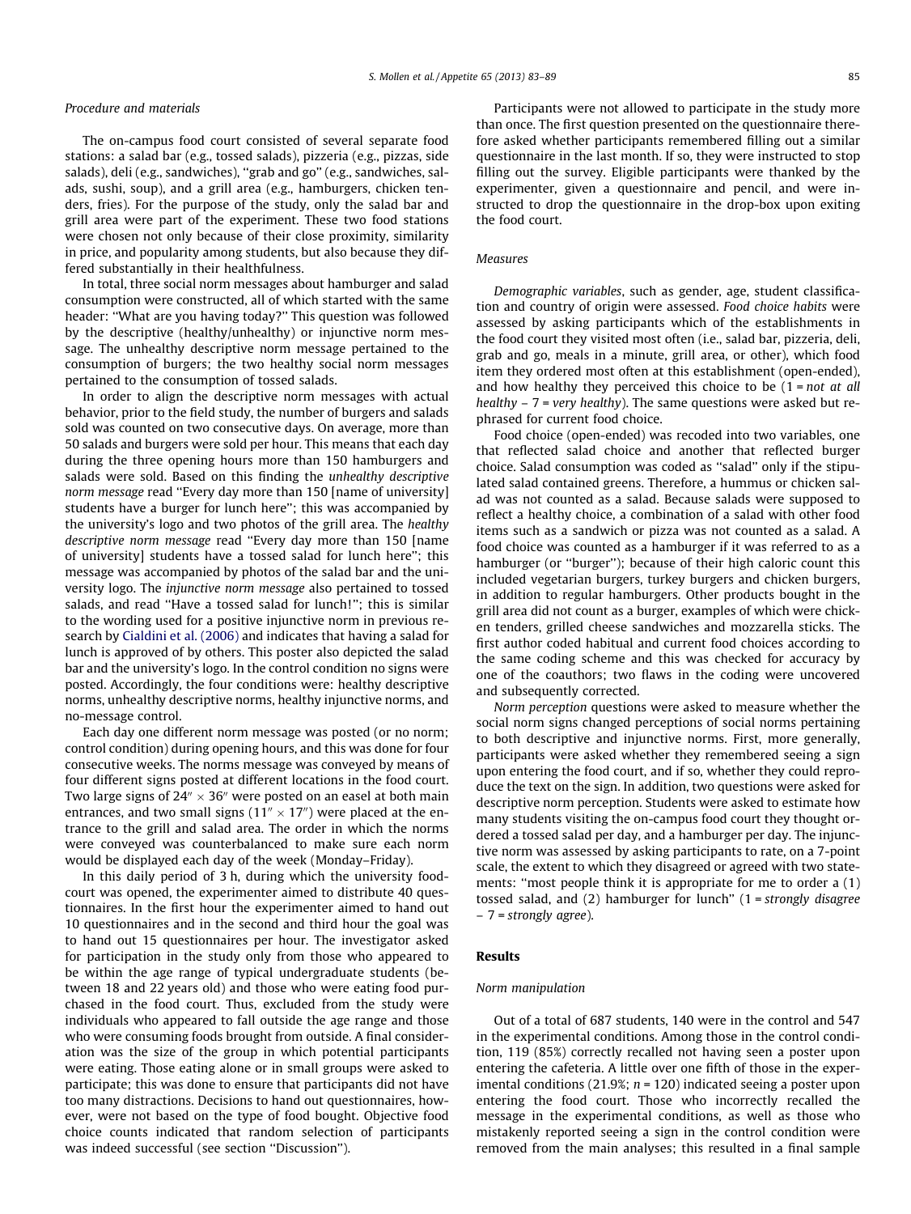### *Procedure and materials*

The on-campus food court consisted of several separate food stations: a salad bar (e.g., tossed salads), pizzeria (e.g., pizzas, side salads), deli (e.g., sandwiches), "grab and go" (e.g., sandwiches, salads, sushi, soup), and a grill area (e.g., hamburgers, chicken tenders, fries). For the purpose of the study, only the salad bar and grill area were part of the experiment. These two food stations were chosen not only because of their close proximity, similarity in price, and popularity among students, but also because they differed substantially in their healthfulness.

In total, three social norm messages about hamburger and salad consumption were constructed, all of which started with the same header: "What are you having today?" This question was followed by the descriptive (healthy/unhealthy) or injunctive norm message. The unhealthy descriptive norm message pertained to the consumption of burgers; the two healthy social norm messages pertained to the consumption of tossed salads.

In order to align the descriptive norm messages with actual behavior, prior to the field study, the number of burgers and salads sold was counted on two consecutive days. On average, more than 50 salads and burgers were sold per hour. This means that each day during the three opening hours more than 150 hamburgers and salads were sold. Based on this finding the *unhealthy descriptive norm message* read "Every day more than 150 [name of university] students have a burger for lunch here"; this was accompanied by the university's logo and two photos of the grill area. The *healthy descriptive norm message* read "Every day more than 150 [name of university] students have a tossed salad for lunch here"; this message was accompanied by photos of the salad bar and the university logo. The *injunctive norm message* also pertained to tossed salads, and read "Have a tossed salad for lunch!"; this is similar to the wording used for a positive injunctive norm in previous research by Cialdini et al. (2006) and indicates that having a salad for lunch is approved of by others. This poster also depicted the salad bar and the university's logo. In the control condition no signs were posted. Accordingly, the four conditions were: healthy descriptive norms, unhealthy descriptive norms, healthy injunctive norms, and no-message control.

Each day one different norm message was posted (or no norm; control condition) during opening hours, and this was done for four consecutive weeks. The norms message was conveyed by means of four different signs posted at different locations in the food court. Two large signs of $24'' \times 36''$ were posted on an easel at both main entrances, and two small signs ($11'' \times 17''$) were placed at the entrance to the grill and salad area. The order in which the norms were conveyed was counterbalanced to make sure each norm would be displayed each day of the week (Monday–Friday).

In this daily period of 3 h, during which the university food-court was opened, the experimenter aimed to distribute 40 questionnaires. In the first hour the experimenter aimed to hand out 10 questionnaires and in the second and third hour the goal was to hand out 15 questionnaires per hour. The investigator asked for participation in the study only from those who appeared to be within the age range of typical undergraduate students (between 18 and 22 years old) and those who were eating food purchased in the food court. Thus, excluded from the study were individuals who appeared to fall outside the age range and those who were consuming foods brought from outside. A final consideration was the size of the group in which potential participants were eating. Those eating alone or in small groups were asked to participate; this was done to ensure that participants did not have too many distractions. Decisions to hand out questionnaires, however, were not based on the type of food bought. Objective food choice counts indicated that random selection of participants was indeed successful (see section "Discussion").

Participants were not allowed to participate in the study more than once. The first question presented on the questionnaire therefore asked whether participants remembered filling out a similar questionnaire in the last month. If so, they were instructed to stop filling out the survey. Eligible participants were thanked by the experimenter, given a questionnaire and pencil, and were instructed to drop the questionnaire in the drop-box upon exiting the food court.

### *Measures*

*Demographic variables*, such as gender, age, student classification and country of origin were assessed. *Food choice habits* were assessed by asking participants which of the establishments in the food court they visited most often (i.e., salad bar, pizzeria, deli, grab and go, meals in a minute, grill area, or other), which food item they ordered most often at this establishment (open-ended), and how healthy they perceived this choice to be (1 = *not at all healthy* – 7 = *very healthy*). The same questions were asked but rephrased for current food choice.

Food choice (open-ended) was recoded into two variables, one that reflected salad choice and another that reflected burger choice. Salad consumption was coded as "salad" only if the stipulated salad contained greens. Therefore, a hummus or chicken salad was not counted as a salad. Because salads were supposed to reflect a healthy choice, a combination of a salad with other food items such as a sandwich or pizza was not counted as a salad. A food choice was counted as a hamburger if it was referred to as a hamburger (or "burger"); because of their high caloric count this included vegetarian burgers, turkey burgers and chicken burgers, in addition to regular hamburgers. Other products bought in the grill area did not count as a burger, examples of which were chicken tenders, grilled cheese sandwiches and mozzarella sticks. The first author coded habitual and current food choices according to the same coding scheme and this was checked for accuracy by one of the coauthors; two flaws in the coding were uncovered and subsequently corrected.

*Norm perception* questions were asked to measure whether the social norm signs changed perceptions of social norms pertaining to both descriptive and injunctive norms. First, more generally, participants were asked whether they remembered seeing a sign upon entering the food court, and if so, whether they could reproduce the text on the sign. In addition, two questions were asked for descriptive norm perception. Students were asked to estimate how many students visiting the on-campus food court they thought ordered a tossed salad per day, and a hamburger per day. The injunctive norm was assessed by asking participants to rate, on a 7-point scale, the extent to which they disagreed or agreed with two statements: "most people think it is appropriate for me to order a (1) tossed salad, and (2) hamburger for lunch" (1 = *strongly disagree* – 7 = *strongly agree*).

## Results

### *Norm manipulation*

Out of a total of 687 students, 140 were in the control and 547 in the experimental conditions. Among those in the control condition, 119 (85%) correctly recalled not having seen a poster upon entering the cafeteria. A little over one fifth of those in the experimental conditions (21.9%; $n = 120$) indicated seeing a poster upon entering the food court. Those who incorrectly recalled the message in the experimental conditions, as well as those who mistakenly reported seeing a sign in the control condition were removed from the main analyses; this resulted in a final sample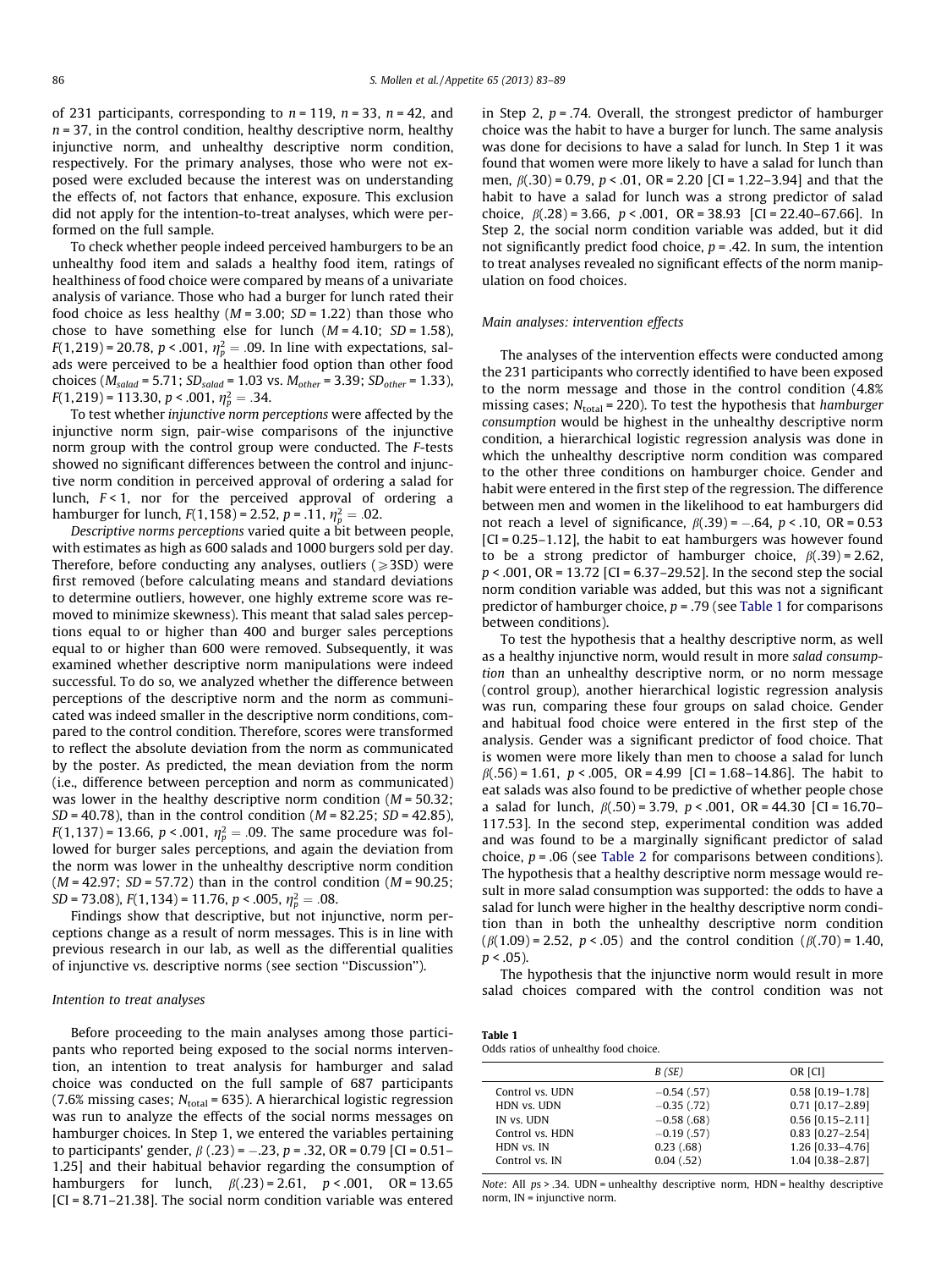of 231 participants, corresponding to $n = 119$, $n = 33$, $n = 42$, and $n = 37$, in the control condition, healthy descriptive norm, healthy injunctive norm, and unhealthy descriptive norm condition, respectively. For the primary analyses, those who were not exposed were excluded because the interest was on understanding the effects of, not factors that enhance, exposure. This exclusion did not apply for the intention-to-treat analyses, which were performed on the full sample.

To check whether people indeed perceived hamburgers to be an unhealthy food item and salads a healthy food item, ratings of healthiness of food choice were compared by means of a univariate analysis of variance. Those who had a burger for lunch rated their food choice as less healthy ($M = 3.00$; $SD = 1.22$) than those who chose to have something else for lunch ($M = 4.10$; $SD = 1.58$), $F(1,219) = 20.78$, $p < .001$, $\eta_p^2 = .09$. In line with expectations, salads were perceived to be a healthier food option than other food choices ($M_{salad} = 5.71$; $SD_{salad} = 1.03$ vs. $M_{other} = 3.39$; $SD_{other} = 1.33$), $F(1,219) = 113.30$, $p < .001$, $\eta_p^2 = .34$.

To test whether *injunctive norm perceptions* were affected by the injunctive norm sign, pair-wise comparisons of the injunctive norm group with the control group were conducted. The F-tests showed no significant differences between the control and injunctive norm condition in perceived approval of ordering a salad for lunch, $F < 1$, nor for the perceived approval of ordering a hamburger for lunch, $F(1,158) = 2.52$, $p = .11$, $\eta_p^2 = .02$.

*Descriptive norms perceptions* varied quite a bit between people, with estimates as high as 600 salads and 1000 burgers sold per day. Therefore, before conducting any analyses, outliers ($\geqslant$3SD) were first removed (before calculating means and standard deviations to determine outliers, however, one highly extreme score was removed to minimize skewness). This meant that salad sales perceptions equal to or higher than 400 and burger sales perceptions equal to or higher than 600 were removed. Subsequently, it was examined whether descriptive norm manipulations were indeed successful. To do so, we analyzed whether the difference between perceptions of the descriptive norm and the norm as communicated was indeed smaller in the descriptive norm conditions, compared to the control condition. Therefore, scores were transformed to reflect the absolute deviation from the norm as communicated by the poster. As predicted, the mean deviation from the norm (i.e., difference between perception and norm as communicated) was lower in the healthy descriptive norm condition ($M = 50.32$; $SD = 40.78$), than in the control condition ($M = 82.25$; $SD = 42.85$), $F(1,137) = 13.66$, $p < .001$, $\eta_p^2 = .09$. The same procedure was followed for burger sales perceptions, and again the deviation from the norm was lower in the unhealthy descriptive norm condition ($M = 42.97$; $SD = 57.72$) than in the control condition ($M = 90.25$; $SD = 73.08$), $F(1,134) = 11.76$, $p < .005$, $\eta_p^2 = .08$.

Findings show that descriptive, but not injunctive, norm perceptions change as a result of norm messages. This is in line with previous research in our lab, as well as the differential qualities of injunctive vs. descriptive norms (see section "Discussion").

### *Intention to treat analyses*

Before proceeding to the main analyses among those participants who reported being exposed to the social norms intervention, an intention to treat analysis for hamburger and salad choice was conducted on the full sample of 687 participants (7.6% missing cases; $N_{total} = 635$). A hierarchical logistic regression was run to analyze the effects of the social norms messages on hamburger choices. In Step 1, we entered the variables pertaining to participants' gender, $\beta(.23) = -.23$, $p = .32$, OR = 0.79 [CI = 0.51–1.25] and their habitual behavior regarding the consumption of hamburgers for lunch, $\beta(.23) = 2.61$, $p < .001$, OR = 13.65 [CI = 8.71–21.38]. The social norm condition variable was entered in Step 2, $p = .74$. Overall, the strongest predictor of hamburger choice was the habit to have a burger for lunch. The same analysis was done for decisions to have a salad for lunch. In Step 1 it was found that women were more likely to have a salad for lunch than men, $\beta(.30) = 0.79$, $p < .01$, OR = 2.20 [CI = 1.22–3.94] and that the habit to have a salad for lunch was a strong predictor of salad choice, $\beta(.28) = 3.66$, $p < .001$, OR = 38.93 [CI = 22.40–67.66]. In Step 2, the social norm condition variable was added, but it did not significantly predict food choice, $p = .42$. In sum, the intention to treat analyses revealed no significant effects of the norm manipulation on food choices.

### *Main analyses: intervention effects*

The analyses of the intervention effects were conducted among the 231 participants who correctly identified to have been exposed to the norm message and those in the control condition (4.8% missing cases; $N_{total} = 220$). To test the hypothesis that *hamburger consumption* would be highest in the unhealthy descriptive norm condition, a hierarchical logistic regression analysis was done in which the unhealthy descriptive norm condition was compared to the other three conditions on hamburger choice. Gender and habit were entered in the first step of the regression. The difference between men and women in the likelihood to eat hamburgers did not reach a level of significance, $\beta(.39) = -.64$, $p < .10$, OR = 0.53 [CI = 0.25–1.12], the habit to eat hamburgers was however found to be a strong predictor of hamburger choice, $\beta(.39) = 2.62$, $p < .001$, OR = 13.72 [CI = 6.37–29.52]. In the second step the social norm condition variable was added, but this was not a significant predictor of hamburger choice, $p = .79$ (see Table 1 for comparisons between conditions).

To test the hypothesis that a healthy descriptive norm, as well as a healthy injunctive norm, would result in more *salad consumption* than an unhealthy descriptive norm, or no norm message (control group), another hierarchical logistic regression analysis was run, comparing these four groups on salad choice. Gender and habitual food choice were entered in the first step of the analysis. Gender was a significant predictor of food choice. That is women were more likely than men to choose a salad for lunch $\beta(.56) = 1.61$, $p < .005$, OR = 4.99 [CI = 1.68–14.86]. The habit to eat salads was also found to be predictive of whether people chose a salad for lunch, $\beta(.50) = 3.79$, $p < .001$, OR = 44.30 [CI = 16.70–117.53]. In the second step, experimental condition was added and was found to be a marginally significant predictor of salad choice, $p = .06$ (see Table 2 for comparisons between conditions). The hypothesis that a healthy descriptive norm message would result in more salad consumption was supported: the odds to have a salad for lunch were higher in the healthy descriptive norm condition than in both the unhealthy descriptive norm condition ($\beta(1.09) = 2.52$, $p < .05$) and the control condition ($\beta(.70) = 1.40$, $p < .05$).

The hypothesis that the injunctive norm would result in more salad choices compared with the control condition was not

**Table 1**
Odds ratios of unhealthy food choice.

| | *B (SE)* | OR [CI] |
|---|---|---|
| Control vs. UDN | −0.54 (.57) | 0.58 [0.19–1.78] |
| HDN vs. UDN | −0.35 (.72) | 0.71 [0.17–2.89] |
| IN vs. UDN | −0.58 (.68) | 0.56 [0.15–2.11] |
| Control vs. HDN | −0.19 (.57) | 0.83 [0.27–2.54] |
| HDN vs. IN | 0.23 (.68) | 1.26 [0.33–4.76] |
| Control vs. IN | 0.04 (.52) | 1.04 [0.38–2.87] |

*Note*: All $ps > .34$. UDN = unhealthy descriptive norm, HDN = healthy descriptive norm, IN = injunctive norm.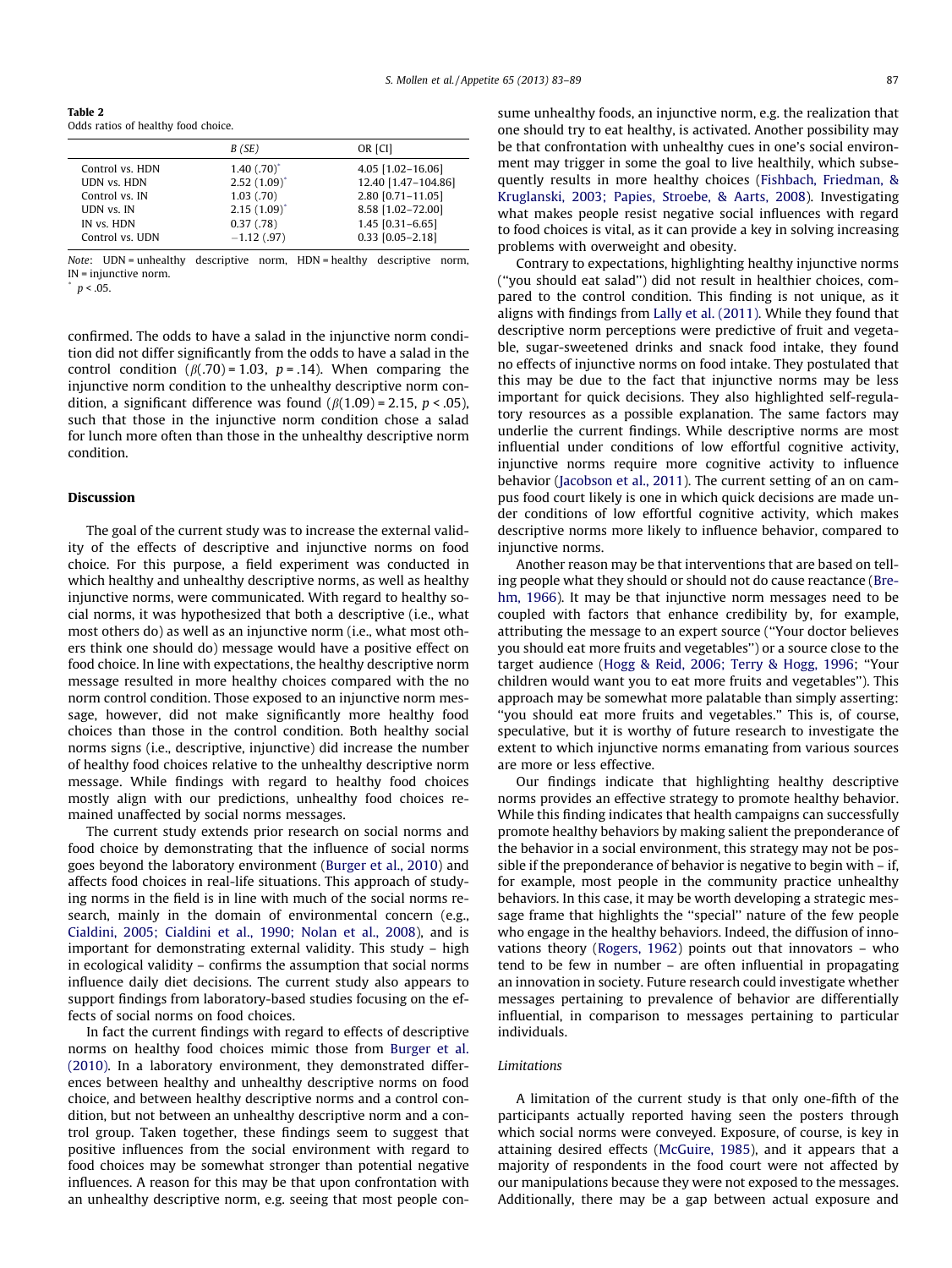**Table 2**
Odds ratios of healthy food choice.

| | B (SE) | OR [CI] |
|---|---|---|
| Control vs. HDN | 1.40 (.70)* | 4.05 [1.02–16.06] |
| UDN vs. HDN | 2.52 (1.09)* | 12.40 [1.47–104.86] |
| Control vs. IN | 1.03 (.70) | 2.80 [0.71–11.05] |
| UDN vs. IN | 2.15 (1.09)* | 8.58 [1.02–72.00] |
| IN vs. HDN | 0.37 (.78) | 1.45 [0.31–6.65] |
| Control vs. UDN | −1.12 (.97) | 0.33 [0.05–2.18] |

*Note*: UDN = unhealthy descriptive norm, HDN = healthy descriptive norm, IN = injunctive norm.
* $p < .05$.

confirmed. The odds to have a salad in the injunctive norm condition did not differ significantly from the odds to have a salad in the control condition ($\beta(.70) = 1.03$, $p = .14$). When comparing the injunctive norm condition to the unhealthy descriptive norm condition, a significant difference was found ($\beta(1.09) = 2.15$, $p < .05$), such that those in the injunctive norm condition chose a salad for lunch more often than those in the unhealthy descriptive norm condition.

## Discussion

The goal of the current study was to increase the external validity of the effects of descriptive and injunctive norms on food choice. For this purpose, a field experiment was conducted in which healthy and unhealthy descriptive norms, as well as healthy injunctive norms, were communicated. With regard to healthy social norms, it was hypothesized that both a descriptive (i.e., what most others do) as well as an injunctive norm (i.e., what most others think one should do) message would have a positive effect on food choice. In line with expectations, the healthy descriptive norm message resulted in more healthy choices compared with the no norm control condition. Those exposed to an injunctive norm message, however, did not make significantly more healthy food choices than those in the control condition. Both healthy social norms signs (i.e., descriptive, injunctive) did increase the number of healthy food choices relative to the unhealthy descriptive norm message. While findings with regard to healthy food choices mostly align with our predictions, unhealthy food choices remained unaffected by social norms messages.

The current study extends prior research on social norms and food choice by demonstrating that the influence of social norms goes beyond the laboratory environment (Burger et al., 2010) and affects food choices in real-life situations. This approach of studying norms in the field is in line with much of the social norms research, mainly in the domain of environmental concern (e.g., Cialdini, 2005; Cialdini et al., 1990; Nolan et al., 2008), and is important for demonstrating external validity. This study – high in ecological validity – confirms the assumption that social norms influence daily diet decisions. The current study also appears to support findings from laboratory-based studies focusing on the effects of social norms on food choices.

In fact the current findings with regard to effects of descriptive norms on healthy food choices mimic those from Burger et al. (2010). In a laboratory environment, they demonstrated differences between healthy and unhealthy descriptive norms on food choice, and between healthy descriptive norms and a control condition, but not between an unhealthy descriptive norm and a control group. Taken together, these findings seem to suggest that positive influences from the social environment with regard to food choices may be somewhat stronger than potential negative influences. A reason for this may be that upon confrontation with an unhealthy descriptive norm, e.g. seeing that most people consume unhealthy foods, an injunctive norm, e.g. the realization that one should try to eat healthy, is activated. Another possibility may be that confrontation with unhealthy cues in one's social environment may trigger in some the goal to live healthily, which subsequently results in more healthy choices (Fishbach, Friedman, & Kruglanski, 2003; Papies, Stroebe, & Aarts, 2008). Investigating what makes people resist negative social influences with regard to food choices is vital, as it can provide a key in solving increasing problems with overweight and obesity.

Contrary to expectations, highlighting healthy injunctive norms ("you should eat salad") did not result in healthier choices, compared to the control condition. This finding is not unique, as it aligns with findings from Lally et al. (2011). While they found that descriptive norm perceptions were predictive of fruit and vegetable, sugar-sweetened drinks and snack food intake, they found no effects of injunctive norms on food intake. They postulated that this may be due to the fact that injunctive norms may be less important for quick decisions. They also highlighted self-regulatory resources as a possible explanation. The same factors may underlie the current findings. While descriptive norms are most influential under conditions of low effortful cognitive activity, injunctive norms require more cognitive activity to influence behavior (Jacobson et al., 2011). The current setting of an on campus food court likely is one in which quick decisions are made under conditions of low effortful cognitive activity, which makes descriptive norms more likely to influence behavior, compared to injunctive norms.

Another reason may be that interventions that are based on telling people what they should or should not do cause reactance (Brehm, 1966). It may be that injunctive norm messages need to be coupled with factors that enhance credibility by, for example, attributing the message to an expert source ("Your doctor believes you should eat more fruits and vegetables") or a source close to the target audience (Hogg & Reid, 2006; Terry & Hogg, 1996; "Your children would want you to eat more fruits and vegetables"). This approach may be somewhat more palatable than simply asserting: "you should eat more fruits and vegetables." This is, of course, speculative, but it is worthy of future research to investigate the extent to which injunctive norms emanating from various sources are more or less effective.

Our findings indicate that highlighting healthy descriptive norms provides an effective strategy to promote healthy behavior. While this finding indicates that health campaigns can successfully promote healthy behaviors by making salient the preponderance of the behavior in a social environment, this strategy may not be possible if the preponderance of behavior is negative to begin with – if, for example, most people in the community practice unhealthy behaviors. In this case, it may be worth developing a strategic message frame that highlights the "special" nature of the few people who engage in the healthy behaviors. Indeed, the diffusion of innovations theory (Rogers, 1962) points out that innovators – who tend to be few in number – are often influential in propagating an innovation in society. Future research could investigate whether messages pertaining to prevalence of behavior are differentially influential, in comparison to messages pertaining to particular individuals.

### Limitations

A limitation of the current study is that only one-fifth of the participants actually reported having seen the posters through which social norms were conveyed. Exposure, of course, is key in attaining desired effects (McGuire, 1985), and it appears that a majority of respondents in the food court were not affected by our manipulations because they were not exposed to the messages. Additionally, there may be a gap between actual exposure and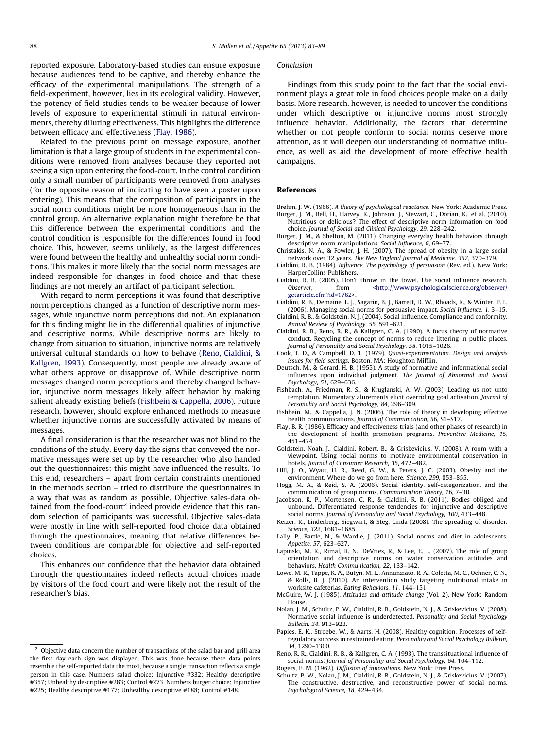reported exposure. Laboratory-based studies can ensure exposure because audiences tend to be captive, and thereby enhance the efficacy of the experimental manipulations. The strength of a field-experiment, however, lies in its ecological validity. However, the potency of field studies tends to be weaker because of lower levels of exposure to experimental stimuli in natural environments, thereby diluting effectiveness. This highlights the difference between efficacy and effectiveness (Flay, 1986).

Related to the previous point on message exposure, another limitation is that a large group of students in the experimental conditions were removed from analyses because they reported not seeing a sign upon entering the food-court. In the control condition only a small number of participants were removed from analyses (for the opposite reason of indicating to have seen a poster upon entering). This means that the composition of participants in the social norm conditions might be more homogeneous than in the control group. An alternative explanation might therefore be that this difference between the experimental conditions and the control condition is responsible for the differences found in food choice. This, however, seems unlikely, as the largest differences were found between the healthy and unhealthy social norm conditions. This makes it more likely that the social norm messages are indeed responsible for changes in food choice and that these findings are not merely an artifact of participant selection.

With regard to norm perceptions it was found that descriptive norm perceptions changed as a function of descriptive norm messages, while injunctive norm perceptions did not. An explanation for this finding might lie in the differential qualities of injunctive and descriptive norms. While descriptive norms are likely to change from situation to situation, injunctive norms are relatively universal cultural standards on how to behave (Reno, Cialdini, & Kallgren, 1993). Consequently, most people are already aware of what others approve or disapprove of. While descriptive norm messages changed norm perceptions and thereby changed behavior, injunctive norm messages likely affect behavior by making salient already existing beliefs (Fishbein & Cappella, 2006). Future research, however, should explore enhanced methods to measure whether injunctive norms are successfully activated by means of messages.

A final consideration is that the researcher was not blind to the conditions of the study. Every day the signs that conveyed the normative messages were set up by the researcher who also handed out the questionnaires; this might have influenced the results. To this end, researchers – apart from certain constraints mentioned in the methods section – tried to distribute the questionnaires in a way that was as random as possible. Objective sales-data obtained from the food-court[2] indeed provide evidence that this random selection of participants was successful. Objective sales-data were mostly in line with self-reported food choice data obtained through the questionnaires, meaning that relative differences between conditions are comparable for objective and self-reported choices.

This enhances our confidence that the behavior data obtained through the questionnaires indeed reflects actual choices made by visitors of the food court and were likely not the result of the researcher's bias.

[2] Objective data concern the number of transactions of the salad bar and grill area the first day each sign was displayed. This was done because these data points resemble the self-reported data the most, because a single transaction reflects a single person in this case. Numbers salad choice: Injunctive #332; Healthy descriptive #357; Unhealthy descriptive #283; Control #273. Numbers burger choice: Injunctive #225; Healthy descriptive #177; Unhealthy descriptive #188; Control #148.

## Conclusion

Findings from this study point to the fact that the social environment plays a great role in food choices people make on a daily basis. More research, however, is needed to uncover the conditions under which descriptive or injunctive norms most strongly influence behavior. Additionally, the factors that determine whether or not people conform to social norms deserve more attention, as it will deepen our understanding of normative influence, as well as aid the development of more effective health campaigns.

## References

Brehm, J. W. (1966). *A theory of psychological reactance*. New York: Academic Press.

Burger, J. M., Bell, H., Harvey, K., Johnson, J., Stewart, C., Dorian, K., et al. (2010). Nutritious or delicious? The effect of descriptive norm information on food choice. *Journal of Social and Clinical Psychology, 29*, 228–242.

Burger, J. M., & Shelton, M. (2011). Changing everyday health behaviors through descriptive norm manipulations. *Social Influence, 6*, 69–77.

Christakis, N. A., & Fowler, J. H. (2007). The spread of obesity in a large social network over 32 years. *The New England Journal of Medicine, 357*, 370–379.

Cialdini, R. B. (1984). *Influence. The psychology of persuasion* (Rev. ed.). New York: HarperCollins Publishers.

Cialdini, R. B. (2005). Don't throw in the towel. Use social influence research. *Observer*, from <http://www.psychologicalscience.org/observer/getarticle.cfm?id=1762>.

Cialdini, R. B., Demaine, L. J., Sagarin, B. J., Barrett, D. W., Rhoads, K., & Winter, P. L. (2006). Managing social norms for persuasive impact. *Social Influence, 1*, 3–15.

Cialdini, R. B., & Goldstein, N. J. (2004). Social influence. Compliance and conformity. *Annual Review of Psychology, 55*, 591–621.

Cialdini, R. B., Reno, R. R., & Kallgren, C. A. (1990). A focus theory of normative conduct. Recycling the concept of norms to reduce littering in public places. *Journal of Personality and Social Psychology, 58*, 1015–1026.

Cook, T. D., & Campbell, D. T. (1979). *Quasi-experimentation. Design and analysis issues for field settings*. Boston, MA: Houghton Mifflin.

Deutsch, M., & Gerard, H. B. (1955). A study of normative and informational social influences upon individual judgment. *The Journal of Abnormal and Social Psychology, 51*, 629–636.

Fishbach, A., Friedman, R. S., & Kruglanski, A. W. (2003). Leading us not unto temptation. Momentary alurements elicit overriding goal activation. *Journal of Personality and Social Psychology, 84*, 296–309.

Fishbein, M., & Cappella, J. N. (2006). The role of theory in developing effective health communications. *Journal of Communication, 56*, S1–S17.

Flay, B. R. (1986). Efficacy and effectiveness trials (and other phases of research) in the development of health promotion programs. *Preventive Medicine, 15*, 451–474.

Goldstein, Noah. J., Cialdini, Robert. B., & Griskevicius, V. (2008). A room with a viewpoint. Using social norms to motivate environmental conservation in hotels. *Journal of Consumer Research, 35*, 472–482.

Hill, J. O., Wyatt, H. R., Reed, G. W., & Peters, J. C. (2003). Obesity and the environment. Where do we go from here. *Science, 299*, 853–855.

Hogg, M. A., & Reid, S. A. (2006). Social identity, self-categorization, and the communication of group norms. *Communication Theory, 16*, 7–30.

Jacobson, R. P., Mortensen, C. R., & Cialdini, R. B. (2011). Bodies obliged and unbound. Differentiated response tendencies for injunctive and descriptive social norms. *Journal of Personality and Social Psychology, 100*, 433–448.

Keizer, K., Linderberg, Siegwart, & Steg, Linda (2008). The spreading of disorder. *Science, 322*, 1681–1685.

Lally, P., Bartle, N., & Wardle, J. (2011). Social norms and diet in adolescents. *Appetite, 57*, 623–627.

Lapinski, M. K., Rimal, R. N., DeVries, R., & Lee, E. L. (2007). The role of group orientation and descriptive norms on water conservation attitudes and behaviors. *Health Communication, 22*, 133–142.

Lowe, M. R., Tappe, K. A., Butyn, M. L., Annunziato, R. A., Coletta, M. C., Ochner, C. N., & Rolls, B. J. (2010). An intervention study targeting nutritional intake in worksite cafeterias. *Eating Behaviors, 11*, 144–151.

McGuire, W. J. (1985). *Attitudes and attitude change* (Vol. 2). New York: Random House.

Nolan, J. M., Schultz, P. W., Cialdini, R. B., Goldstein, N. J., & Griskevicius, V. (2008). Normative social influence is underdetected. *Personality and Social Psychology Bulletin, 34*, 913–923.

Papies, E. K., Stroebe, W., & Aarts, H. (2008). Healthy cognition. Processes of self-regulatory success in restrained eating. *Personality and Social Psychology Bulletin, 34*, 1290–1300.

Reno, R. R., Cialdini, R. B., & Kallgren, C. A. (1993). The transsituational influence of social norms. *Journal of Personality and Social Psychology, 64*, 104–112.

Rogers, E. M. (1962). *Diffusion of innovations*. New York: Free Press.

Schultz, P. W., Nolan, J. M., Cialdini, R. B., Goldstein, N. J., & Griskevicius, V. (2007). The constructive, destructive, and reconstructive power of social norms. *Psychological Science, 18*, 429–434.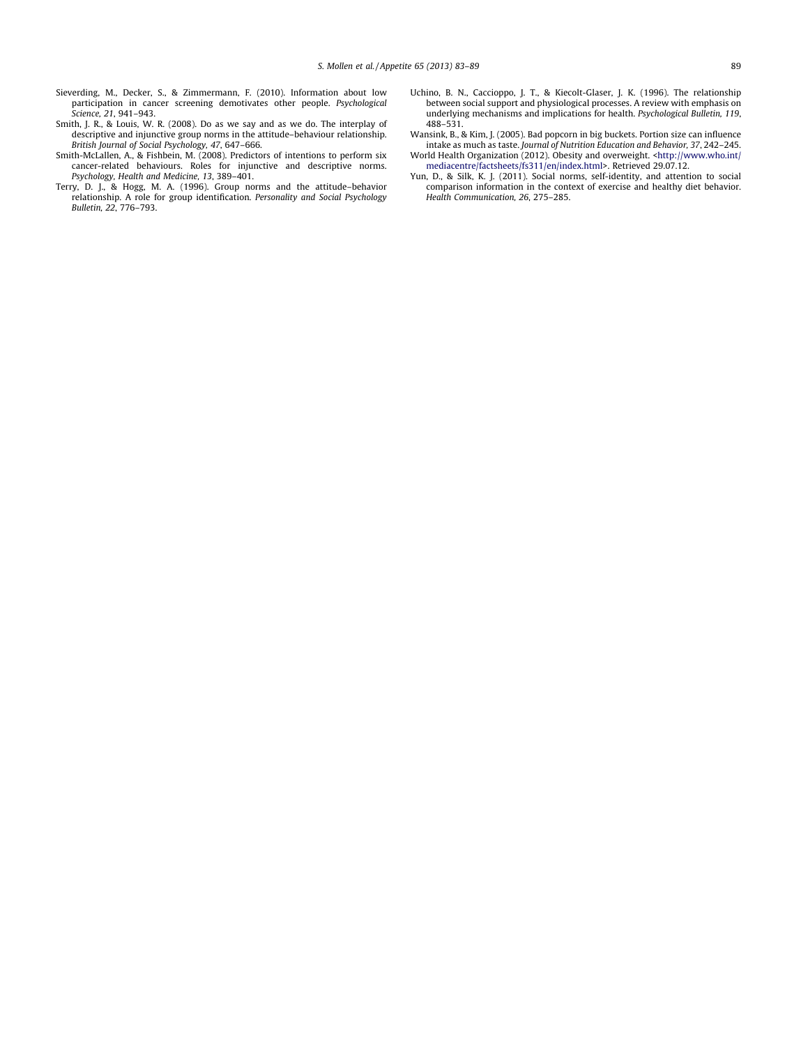Sieverding, M., Decker, S., & Zimmermann, F. (2010). Information about low participation in cancer screening demotivates other people. *Psychological Science, 21*, 941–943.

Smith, J. R., & Louis, W. R. (2008). Do as we say and as we do. The interplay of descriptive and injunctive group norms in the attitude–behaviour relationship. *British Journal of Social Psychology, 47*, 647–666.

Smith-McLallen, A., & Fishbein, M. (2008). Predictors of intentions to perform six cancer-related behaviours. Roles for injunctive and descriptive norms. *Psychology, Health and Medicine, 13*, 389–401.

Terry, D. J., & Hogg, M. A. (1996). Group norms and the attitude–behavior relationship. A role for group identification. *Personality and Social Psychology Bulletin, 22*, 776–793.

Uchino, B. N., Cacioppo, J. T., & Kiecolt-Glaser, J. K. (1996). The relationship between social support and physiological processes. A review with emphasis on underlying mechanisms and implications for health. *Psychological Bulletin, 119*, 488–531.

Wansink, B., & Kim, J. (2005). Bad popcorn in big buckets. Portion size can influence intake as much as taste. *Journal of Nutrition Education and Behavior, 37*, 242–245.

World Health Organization (2012). Obesity and overweight. <http://www.who.int/mediacentre/factsheets/fs311/en/index.html>. Retrieved 29.07.12.

Yun, D., & Silk, K. J. (2011). Social norms, self-identity, and attention to social comparison information in the context of exercise and healthy diet behavior. *Health Communication, 26*, 275–285.